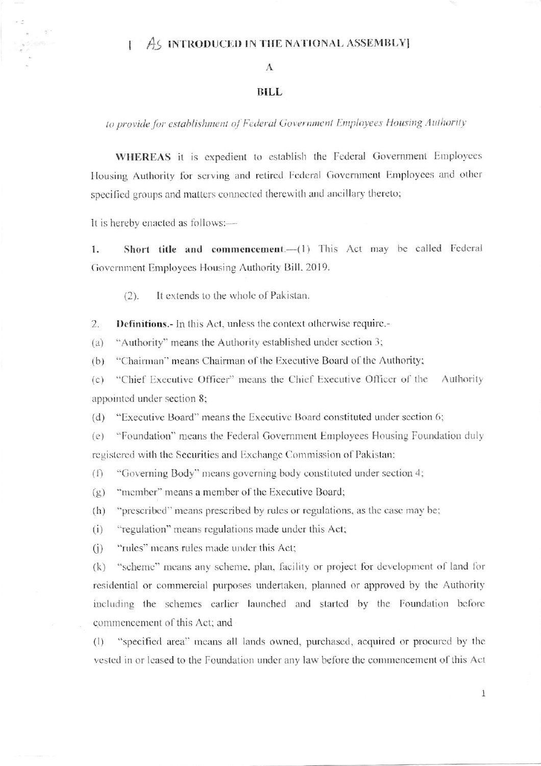[ As INTRODUCED IN THE NATIONAL ASSEMBLY]

A

**BILL**

*to provide for establishment of Federal Government Employees Housing Authority*

**WHEREAS** it is expedient to establish the Federal Government Employees Housing Authority for serving and retired Federal Government Employees and other specified groups and matters connected therewith and ancillary thereto;

It is hereby enacted as follows:—

1. **Short title and commencement**.—(1) This Act may be called Federal Government Employees Housing Authority Bill, 2019.

(2). It extends to the whole of Pakistan.

2. **Definitions**.- In this Act, unless the context otherwise require.-

(a) "Authority" means the Authority established under section 3;

(b) "Chairman" means Chairman of the Executive Board of the Authority;

(c) "Chief Executive Officer" means the Chief Executive Officer of the Authority appointed under section 8;

(d) "Executive Board" means the Executive Board constituted under section 6;

(e) "Foundation" means the Federal Government Employees Housing Foundation duly registered with the Securities and Exchange Commission of Pakistan:

(f) "Governing Body" means governing body constituted under section 4;

(g) "member" means a member of the Executive Board;

(h) "prescribed" means prescribed by rules or regulations, as the case may be;

(i) "regulation" means regulations made under this Act;

(j) "rules" means rules made under this Act;

(k) "scheme" means any scheme, plan, facility or project for development of land for residential or commercial purposes undertaken, planned or approved by the Authority including the schemes earlier launched and started by the Foundation before commencement of this Act; and

(l) "specified area" means all lands owned, purchased, acquired or procured by the vested in or leased to the Foundation under any law before the commencement of this Act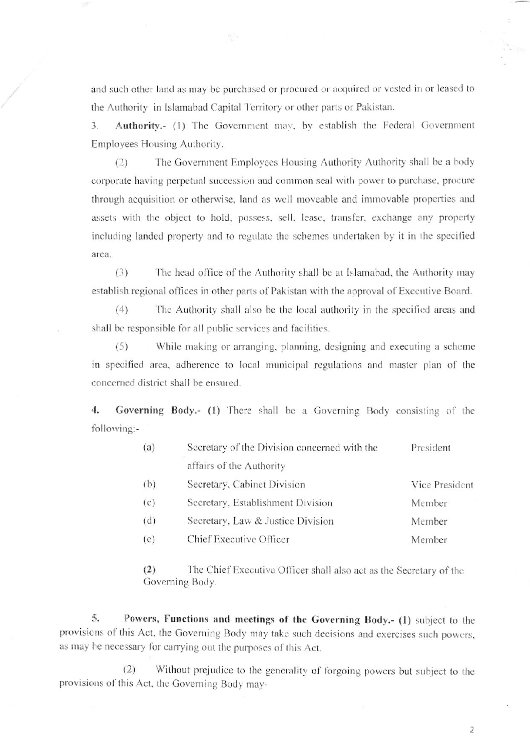and such other land as may be purchased or procured or acquired or vested in or leased to the Authority in Islamabad Capital Territory or other parts or Pakistan.

3. **Authority.-** (1) The Government may, by establish the Federal Government Employees Housing Authority.

(2) The Government Employees Housing Authority Authority shall be a body corporate having perpetual succession and common seal with power to purchase, procure through acquisition or otherwise, land as well moveable and immovable properties and assets with the object to hold, possess, sell, lease, transfer, exchange any property including landed property and to regulate the schemes undertaken by it in the specified area.

(3) The head office of the Authority shall be at Islamabad, the Authority may establish regional offices in other parts of Pakistan with the approval of Executive Board.

(4) The Authority shall also be the local authority in the specified areas and shall be responsible for all public services and facilities.

(5) While making or arranging, planning, designing and executing a scheme in specified area, adherence to local municipal regulations and master plan of the concerned district shall be ensured.

4. **Governing Body.-** (1) There shall be a Governing Body consisting of the following:-

| | | |
|---|---|---|
| (a) | Secretary of the Division concerned with the affairs of the Authority | President |
| (b) | Secretary, Cabinet Division | Vice President |
| (c) | Secretary, Establishment Division | Member |
| (d) | Secretary, Law & Justice Division | Member |
| (e) | Chief Executive Officer | Member |

(2) The Chief Executive Officer shall also act as the Secretary of the Governing Body.

5. **Powers, Functions and meetings of the Governing Body.- (1)** subject to the provisions of this Act, the Governing Body may take such decisions and exercises such powers, as may be necessary for carrying out the purposes of this Act.

(2) Without prejudice to the generality of forgoing powers but subject to the provisions of this Act, the Governing Body may-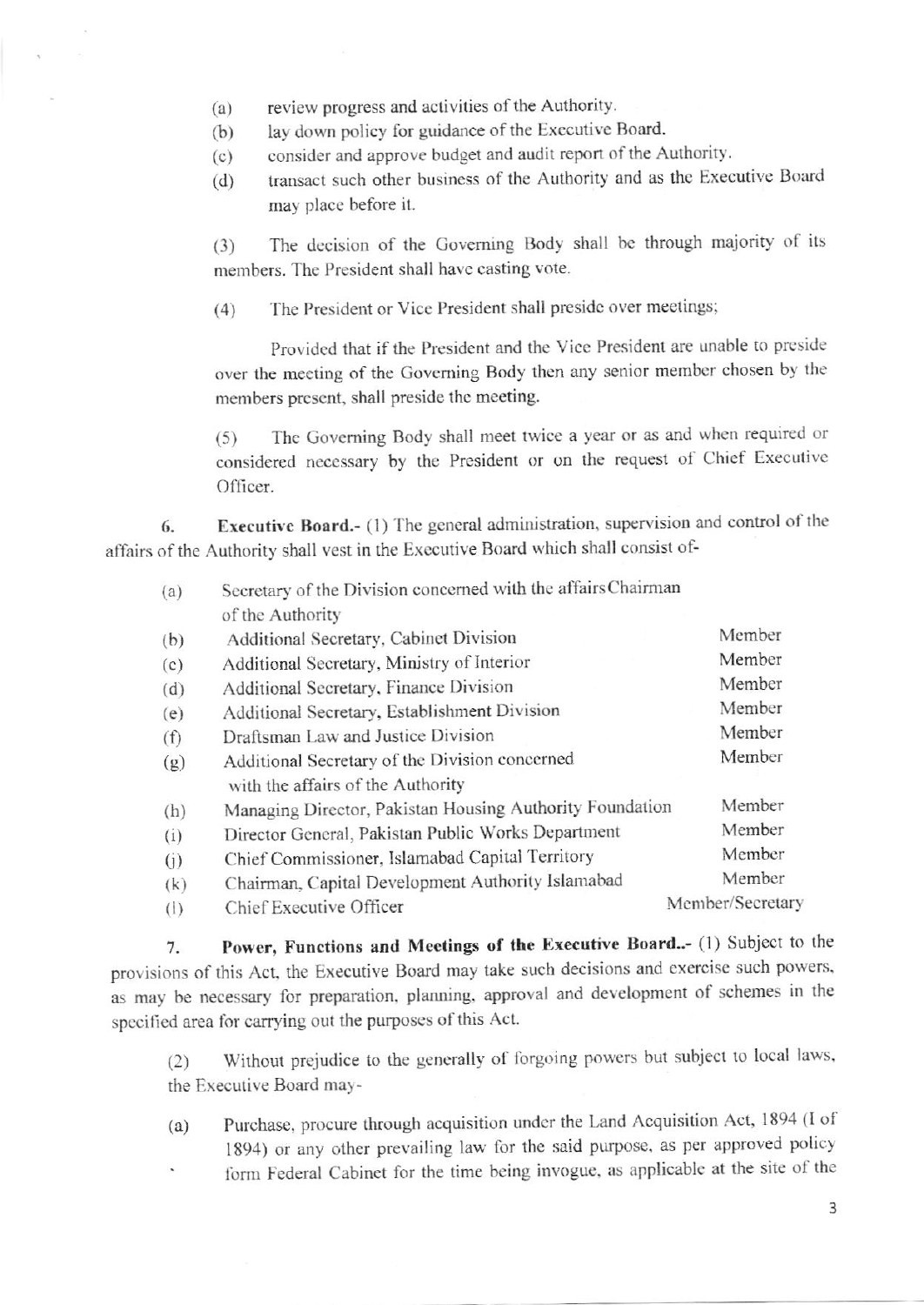(a) review progress and activities of the Authority.
(b) lay down policy for guidance of the Executive Board.
(c) consider and approve budget and audit report of the Authority.
(d) transact such other business of the Authority and as the Executive Board may place before it.

(3) The decision of the Governing Body shall be through majority of its members. The President shall have casting vote.

(4) The President or Vice President shall preside over meetings;

Provided that if the President and the Vice President are unable to preside over the meeting of the Governing Body then any senior member chosen by the members present, shall preside the meeting.

(5) The Governing Body shall meet twice a year or as and when required or considered necessary by the President or on the request of Chief Executive Officer.

6. **Executive Board.-** (1) The general administration, supervision and control of the affairs of the Authority shall vest in the Executive Board which shall consist of-

| | | |
|---|---|---|
| (a) | Secretary of the Division concerned with the affairs of the Authority | Chairman |
| (b) | Additional Secretary, Cabinet Division | Member |
| (c) | Additional Secretary, Ministry of Interior | Member |
| (d) | Additional Secretary, Finance Division | Member |
| (e) | Additional Secretary, Establishment Division | Member |
| (f) | Draftsman Law and Justice Division | Member |
| (g) | Additional Secretary of the Division concerned with the affairs of the Authority | Member |
| (h) | Managing Director, Pakistan Housing Authority Foundation | Member |
| (i) | Director General, Pakistan Public Works Department | Member |
| (j) | Chief Commissioner, Islamabad Capital Territory | Member |
| (k) | Chairman, Capital Development Authority Islamabad | Member |
| (l) | Chief Executive Officer | Member/Secretary |

7. **Power, Functions and Meetings of the Executive Board..-** (1) Subject to the provisions of this Act, the Executive Board may take such decisions and exercise such powers, as may be necessary for preparation, planning, approval and development of schemes in the specified area for carrying out the purposes of this Act.

(2) Without prejudice to the generally of forgoing powers but subject to local laws, the Executive Board may-

(a) Purchase, procure through acquisition under the Land Acquisition Act, 1894 (I of 1894) or any other prevailing law for the said purpose, as per approved policy form Federal Cabinet for the time being invogue, as applicable at the site of the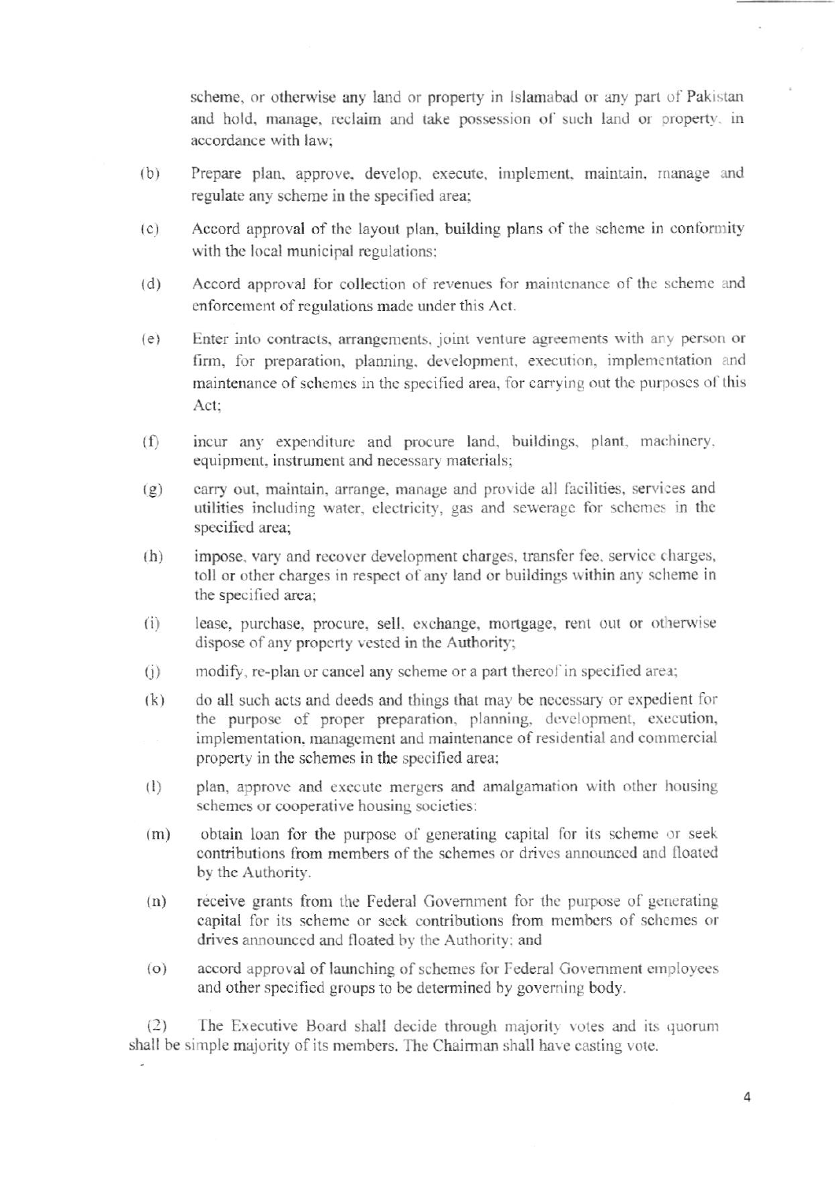scheme, or otherwise any land or property in Islamabad or any part of Pakistan and hold, manage, reclaim and take possession of such land or property, in accordance with law;

(b) Prepare plan, approve, develop, execute, implement, maintain, manage and regulate any scheme in the specified area;

(c) Accord approval of the layout plan, building plans of the scheme in conformity with the local municipal regulations:

(d) Accord approval for collection of revenues for maintenance of the scheme and enforcement of regulations made under this Act.

(e) Enter into contracts, arrangements, joint venture agreements with any person or firm, for preparation, planning, development, execution, implementation and maintenance of schemes in the specified area, for carrying out the purposes of this Act;

(f) incur any expenditure and procure land, buildings, plant, machinery, equipment, instrument and necessary materials;

(g) carry out, maintain, arrange, manage and provide all facilities, services and utilities including water, electricity, gas and sewerage for schemes in the specified area;

(h) impose, vary and recover development charges, transfer fee, service charges, toll or other charges in respect of any land or buildings within any scheme in the specified area;

(i) lease, purchase, procure, sell, exchange, mortgage, rent out or otherwise dispose of any property vested in the Authority;

(j) modify, re-plan or cancel any scheme or a part thereof in specified area;

(k) do all such acts and deeds and things that may be necessary or expedient for the purpose of proper preparation, planning, development, execution, implementation, management and maintenance of residential and commercial property in the schemes in the specified area;

(l) plan, approve and execute mergers and amalgamation with other housing schemes or cooperative housing societies:

(m) obtain loan for the purpose of generating capital for its scheme or seek contributions from members of the schemes or drives announced and floated by the Authority.

(n) receive grants from the Federal Government for the purpose of generating capital for its scheme or seek contributions from members of schemes or drives announced and floated by the Authority; and

(o) accord approval of launching of schemes for Federal Government employees and other specified groups to be determined by governing body.

(2) The Executive Board shall decide through majority votes and its quorum shall be simple majority of its members. The Chairman shall have casting vote.